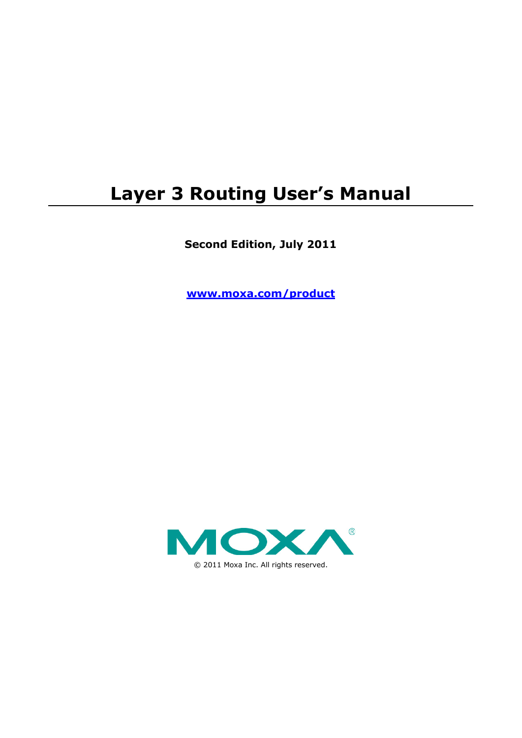# Layer 3 Routing User's Manual

**Second Edition, July 2011**

**www.moxa.com/product**

MOXA®

© 2011 Moxa Inc. All rights reserved.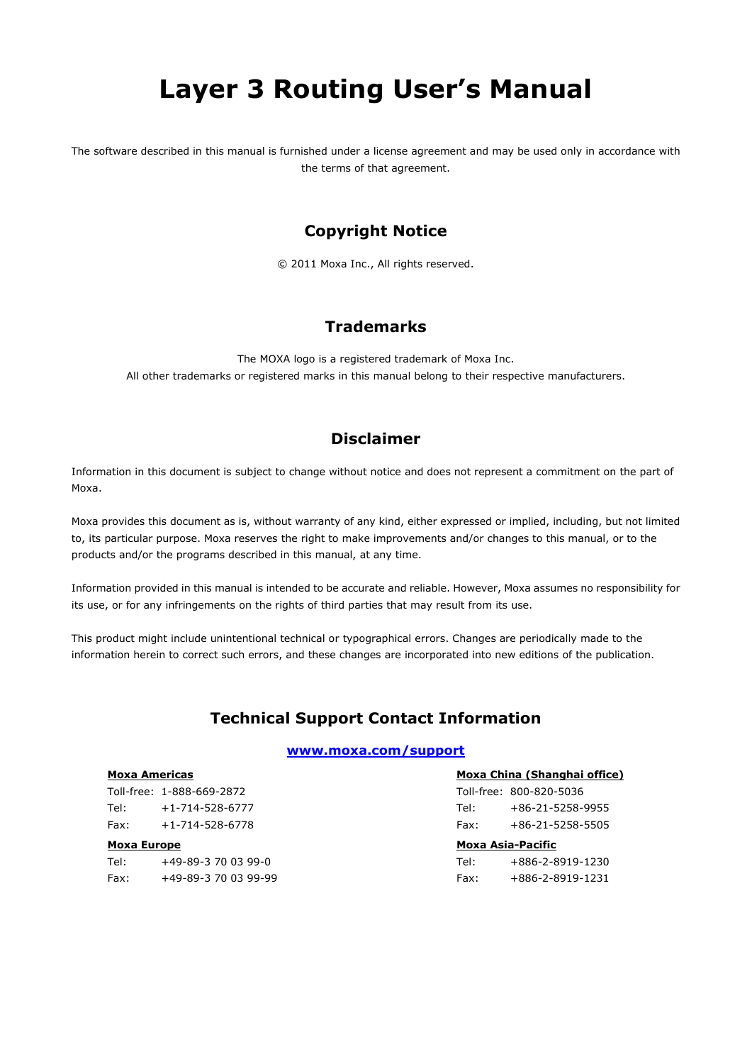# Layer 3 Routing User's Manual

The software described in this manual is furnished under a license agreement and may be used only in accordance with the terms of that agreement.

## Copyright Notice

© 2011 Moxa Inc., All rights reserved.

## Trademarks

The MOXA logo is a registered trademark of Moxa Inc.
All other trademarks or registered marks in this manual belong to their respective manufacturers.

## Disclaimer

Information in this document is subject to change without notice and does not represent a commitment on the part of Moxa.

Moxa provides this document as is, without warranty of any kind, either expressed or implied, including, but not limited to, its particular purpose. Moxa reserves the right to make improvements and/or changes to this manual, or to the products and/or the programs described in this manual, at any time.

Information provided in this manual is intended to be accurate and reliable. However, Moxa assumes no responsibility for its use, or for any infringements on the rights of third parties that may result from its use.

This product might include unintentional technical or typographical errors. Changes are periodically made to the information herein to correct such errors, and these changes are incorporated into new editions of the publication.

## Technical Support Contact Information

**www.moxa.com/support**

**Moxa Americas**
Toll-free: 1-888-669-2872
Tel: +1-714-528-6777
Fax: +1-714-528-6778

**Moxa Europe**
Tel: +49-89-3 70 03 99-0
Fax: +49-89-3 70 03 99-99

**Moxa China (Shanghai office)**
Toll-free: 800-820-5036
Tel: +86-21-5258-9955
Fax: +86-21-5258-5505

**Moxa Asia-Pacific**
Tel: +886-2-8919-1230
Fax: +886-2-8919-1231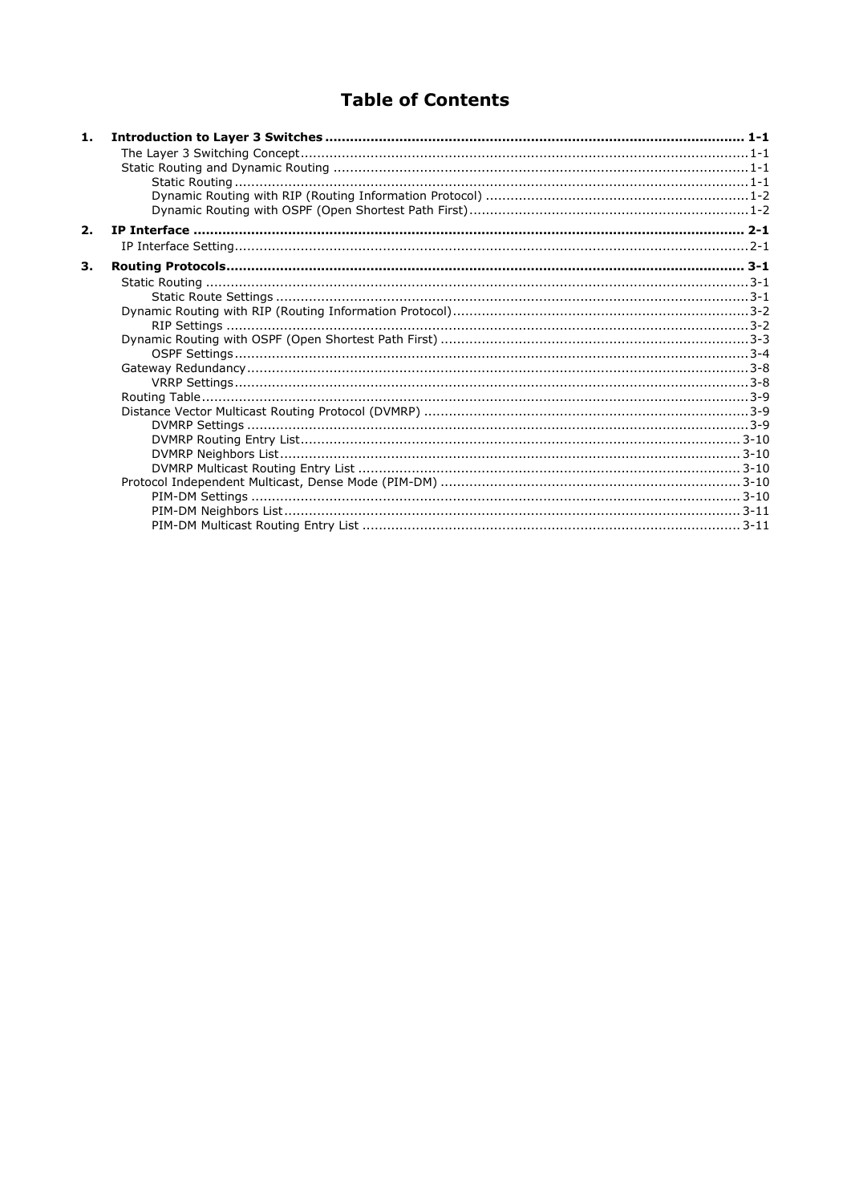# Table of Contents

**1. Introduction to Layer 3 Switches ..................................................................................................... 1-1**

- The Layer 3 Switching Concept ........................................................................................................... 1-1
- Static Routing and Dynamic Routing ................................................................................................... 1-1
  - Static Routing ................................................................................................................................ 1-1
  - Dynamic Routing with RIP (Routing Information Protocol) ................................................................ 1-2
  - Dynamic Routing with OSPF (Open Shortest Path First) ................................................................... 1-2

**2. IP Interface ..................................................................................................................................... 2-1**

- IP Interface Setting ............................................................................................................................ 2-1

**3. Routing Protocols ............................................................................................................................ 3-1**

- Static Routing .................................................................................................................................... 3-1
  - Static Route Settings ..................................................................................................................... 3-1
- Dynamic Routing with RIP (Routing Information Protocol) ..................................................................... 3-2
  - RIP Settings .................................................................................................................................. 3-2
- Dynamic Routing with OSPF (Open Shortest Path First) ........................................................................ 3-3
  - OSPF Settings ................................................................................................................................ 3-4
- Gateway Redundancy ......................................................................................................................... 3-8
  - VRRP Settings ................................................................................................................................ 3-8
- Routing Table ..................................................................................................................................... 3-9
- Distance Vector Multicast Routing Protocol (DVMRP) ............................................................................. 3-9
  - DVMRP Settings ............................................................................................................................. 3-9
  - DVMRP Routing Entry List ............................................................................................................. 3-10
  - DVMRP Neighbors List .................................................................................................................. 3-10
  - DVMRP Multicast Routing Entry List ............................................................................................... 3-10
- Protocol Independent Multicast, Dense Mode (PIM-DM) ....................................................................... 3-10
  - PIM-DM Settings .......................................................................................................................... 3-10
  - PIM-DM Neighbors List ................................................................................................................. 3-11
  - PIM-DM Multicast Routing Entry List .............................................................................................. 3-11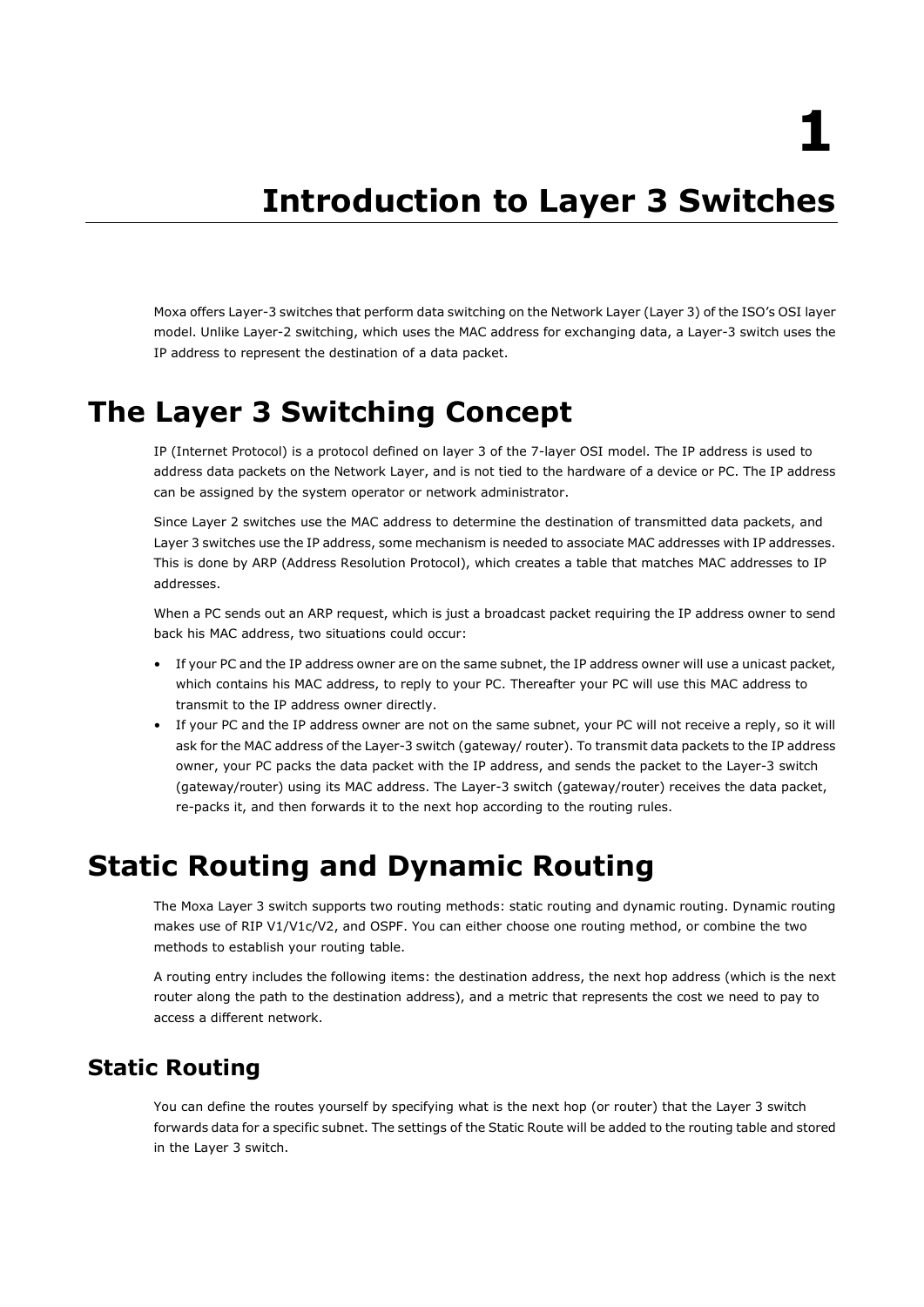# 1 Introduction to Layer 3 Switches

Moxa offers Layer-3 switches that perform data switching on the Network Layer (Layer 3) of the ISO's OSI layer model. Unlike Layer-2 switching, which uses the MAC address for exchanging data, a Layer-3 switch uses the IP address to represent the destination of a data packet.

# The Layer 3 Switching Concept

IP (Internet Protocol) is a protocol defined on layer 3 of the 7-layer OSI model. The IP address is used to address data packets on the Network Layer, and is not tied to the hardware of a device or PC. The IP address can be assigned by the system operator or network administrator.

Since Layer 2 switches use the MAC address to determine the destination of transmitted data packets, and Layer 3 switches use the IP address, some mechanism is needed to associate MAC addresses with IP addresses. This is done by ARP (Address Resolution Protocol), which creates a table that matches MAC addresses to IP addresses.

When a PC sends out an ARP request, which is just a broadcast packet requiring the IP address owner to send back his MAC address, two situations could occur:

- If your PC and the IP address owner are on the same subnet, the IP address owner will use a unicast packet, which contains his MAC address, to reply to your PC. Thereafter your PC will use this MAC address to transmit to the IP address owner directly.
- If your PC and the IP address owner are not on the same subnet, your PC will not receive a reply, so it will ask for the MAC address of the Layer-3 switch (gateway/ router). To transmit data packets to the IP address owner, your PC packs the data packet with the IP address, and sends the packet to the Layer-3 switch (gateway/router) using its MAC address. The Layer-3 switch (gateway/router) receives the data packet, re-packs it, and then forwards it to the next hop according to the routing rules.

# Static Routing and Dynamic Routing

The Moxa Layer 3 switch supports two routing methods: static routing and dynamic routing. Dynamic routing makes use of RIP V1/V1c/V2, and OSPF. You can either choose one routing method, or combine the two methods to establish your routing table.

A routing entry includes the following items: the destination address, the next hop address (which is the next router along the path to the destination address), and a metric that represents the cost we need to pay to access a different network.

## Static Routing

You can define the routes yourself by specifying what is the next hop (or router) that the Layer 3 switch forwards data for a specific subnet. The settings of the Static Route will be added to the routing table and stored in the Layer 3 switch.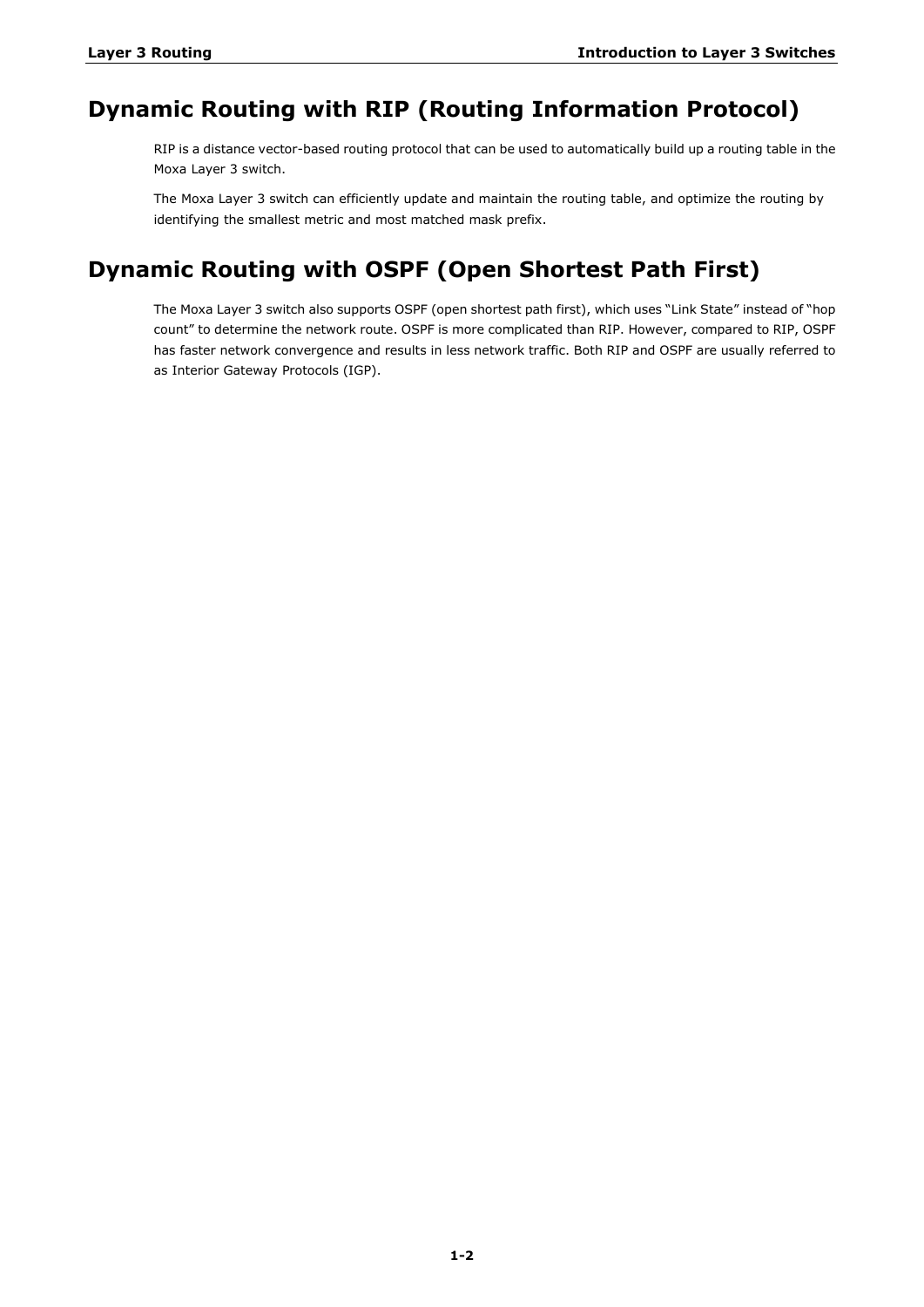## Dynamic Routing with RIP (Routing Information Protocol)

RIP is a distance vector-based routing protocol that can be used to automatically build up a routing table in the Moxa Layer 3 switch.

The Moxa Layer 3 switch can efficiently update and maintain the routing table, and optimize the routing by identifying the smallest metric and most matched mask prefix.

## Dynamic Routing with OSPF (Open Shortest Path First)

The Moxa Layer 3 switch also supports OSPF (open shortest path first), which uses "Link State" instead of "hop count" to determine the network route. OSPF is more complicated than RIP. However, compared to RIP, OSPF has faster network convergence and results in less network traffic. Both RIP and OSPF are usually referred to as Interior Gateway Protocols (IGP).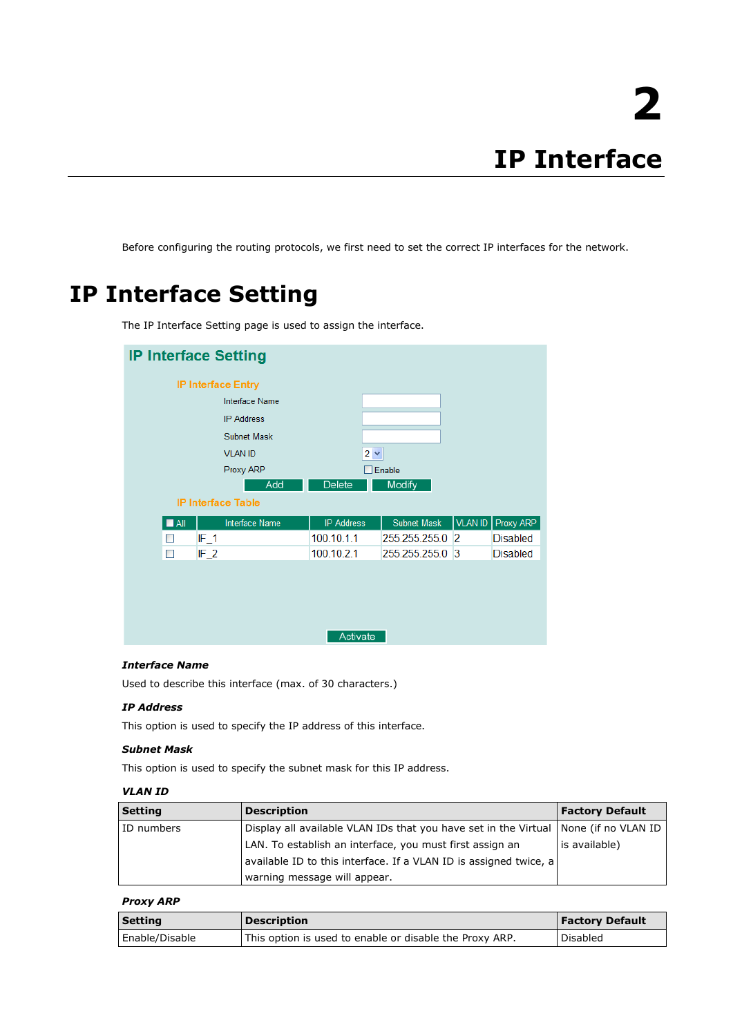# 2

# IP Interface

Before configuring the routing protocols, we first need to set the correct IP interfaces for the network.

## IP Interface Setting

The IP Interface Setting page is used to assign the interface.

**IP Interface Setting**

**IP Interface Entry**

Interface Name
IP Address
Subnet Mask
VLAN ID 2
Proxy ARP ☐ Enable

Add | Delete | Modify

**IP Interface Table**

| All | Interface Name | IP Address | Subnet Mask | VLAN ID | Proxy ARP |
|---|---|---|---|---|---|
| ☐ | IF_1 | 100.10.1.1 | 255.255.255.0 | 2 | Disabled |
| ☐ | IF_2 | 100.10.2.1 | 255.255.255.0 | 3 | Disabled |

Activate

***Interface Name***

Used to describe this interface (max. of 30 characters.)

***IP Address***

This option is used to specify the IP address of this interface.

***Subnet Mask***

This option is used to specify the subnet mask for this IP address.

***VLAN ID***

| Setting | Description | Factory Default |
|---|---|---|
| ID numbers | Display all available VLAN IDs that you have set in the Virtual LAN. To establish an interface, you must first assign an available ID to this interface. If a VLAN ID is assigned twice, a warning message will appear. | None (if no VLAN ID is available) |

***Proxy ARP***

| Setting | Description | Factory Default |
|---|---|---|
| Enable/Disable | This option is used to enable or disable the Proxy ARP. | Disabled |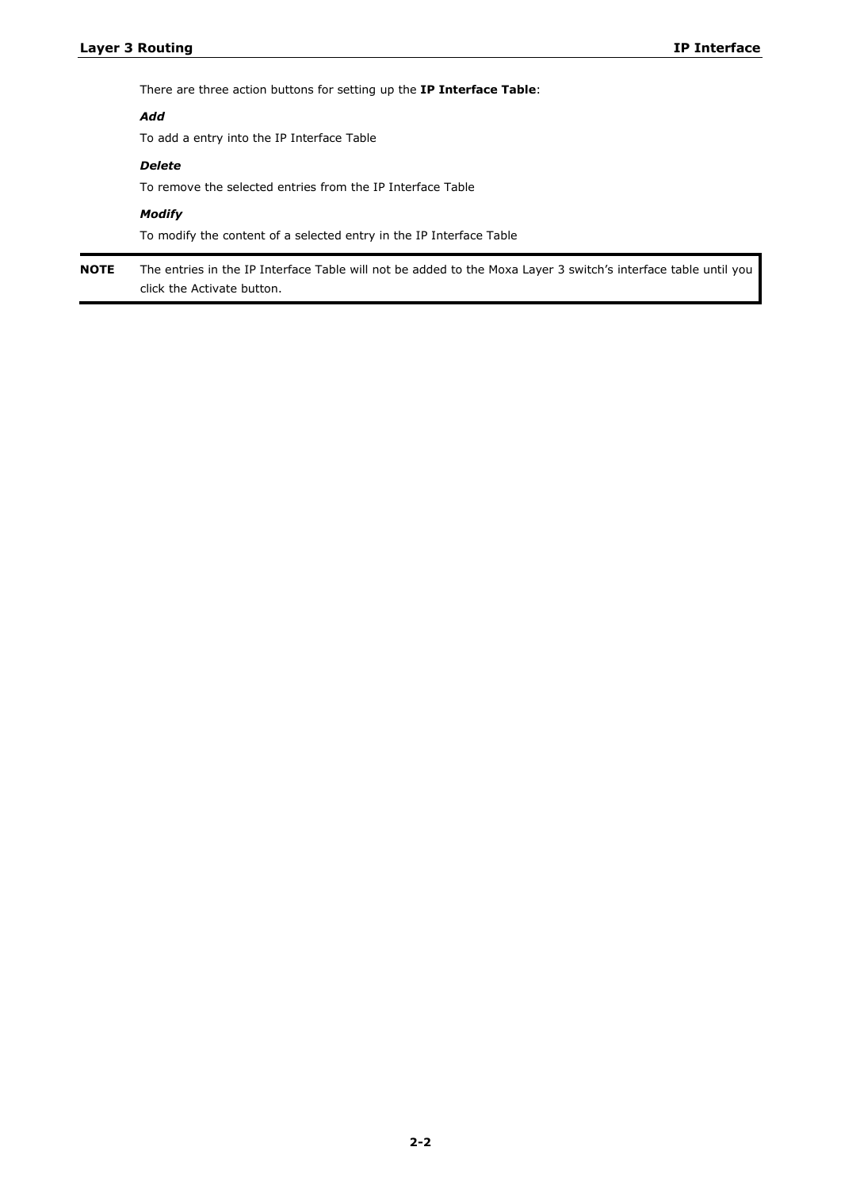There are three action buttons for setting up the **IP Interface Table**:

***Add***

To add a entry into the IP Interface Table

***Delete***

To remove the selected entries from the IP Interface Table

***Modify***

To modify the content of a selected entry in the IP Interface Table

**NOTE** The entries in the IP Interface Table will not be added to the Moxa Layer 3 switch's interface table until you click the Activate button.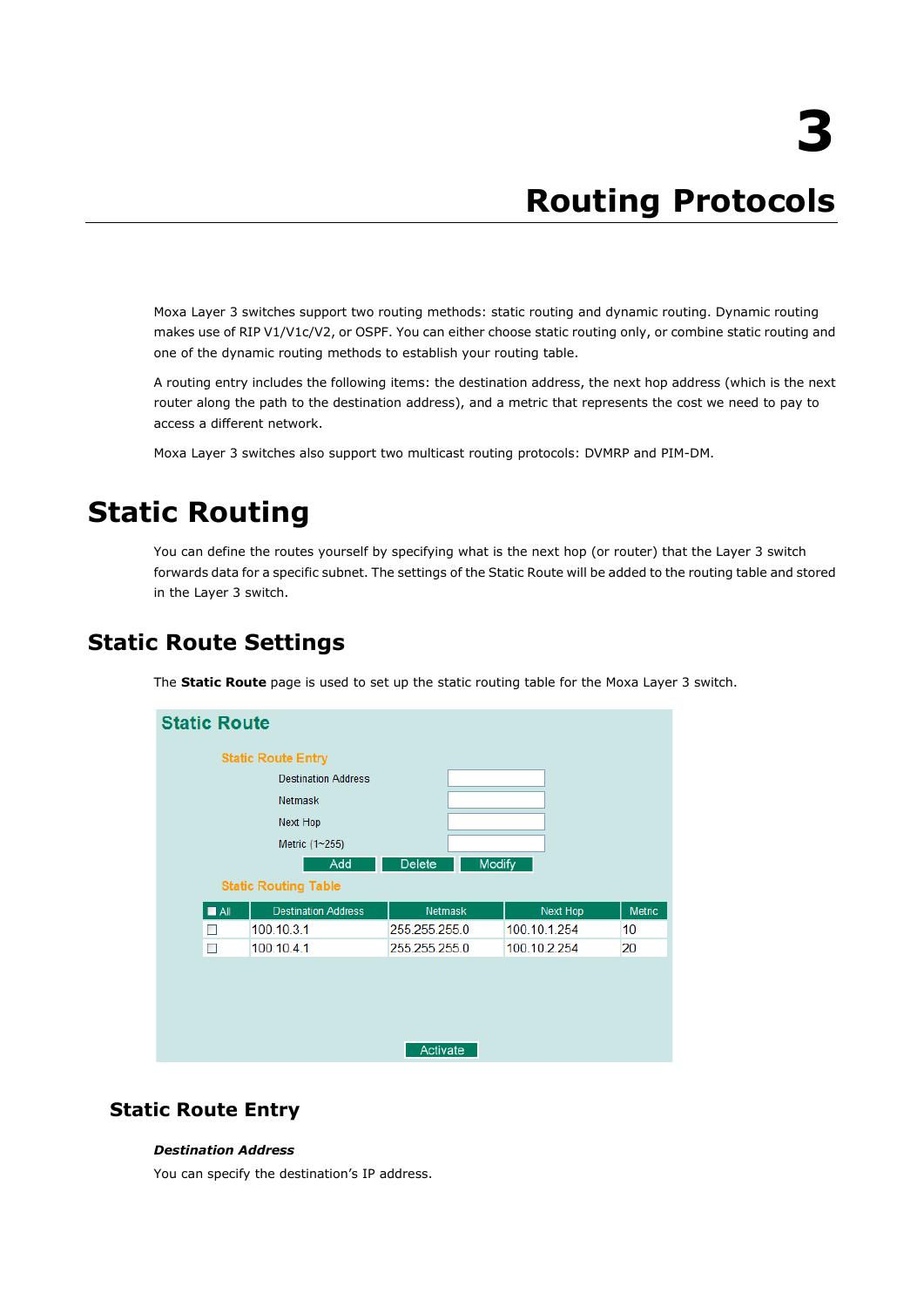# 3

# Routing Protocols

Moxa Layer 3 switches support two routing methods: static routing and dynamic routing. Dynamic routing makes use of RIP V1/V1c/V2, or OSPF. You can either choose static routing only, or combine static routing and one of the dynamic routing methods to establish your routing table.

A routing entry includes the following items: the destination address, the next hop address (which is the next router along the path to the destination address), and a metric that represents the cost we need to pay to access a different network.

Moxa Layer 3 switches also support two multicast routing protocols: DVMRP and PIM-DM.

## Static Routing

You can define the routes yourself by specifying what is the next hop (or router) that the Layer 3 switch forwards data for a specific subnet. The settings of the Static Route will be added to the routing table and stored in the Layer 3 switch.

## Static Route Settings

The **Static Route** page is used to set up the static routing table for the Moxa Layer 3 switch.

**Static Route**

Static Route Entry

Destination Address

Netmask

Next Hop

Metric (1~255)

Add | Delete | Modify

Static Routing Table

| All | Destination Address | Netmask | Next Hop | Metric |
|---|---|---|---|---|
| ☐ | 100.10.3.1 | 255.255.255.0 | 100.10.1.254 | 10 |
| ☐ | 100.10.4.1 | 255.255.255.0 | 100.10.2.254 | 20 |

Activate

### Static Route Entry

***Destination Address***

You can specify the destination's IP address.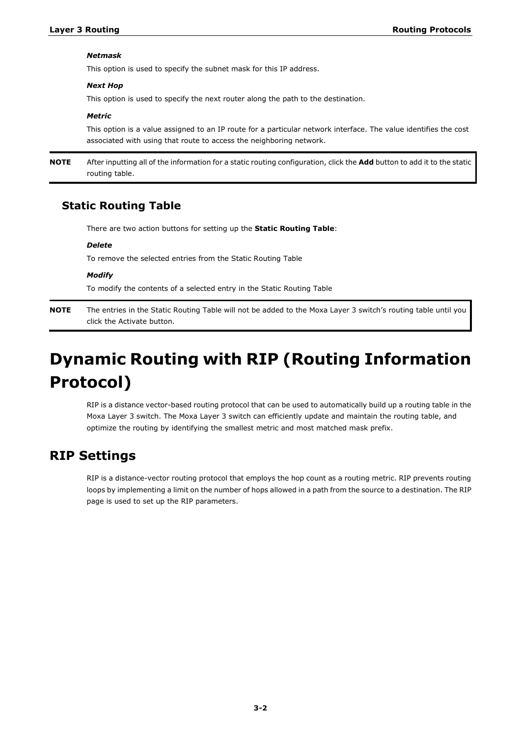***Netmask***

This option is used to specify the subnet mask for this IP address.

***Next Hop***

This option is used to specify the next router along the path to the destination.

***Metric***

This option is a value assigned to an IP route for a particular network interface. The value identifies the cost associated with using that route to access the neighboring network.

**NOTE** After inputting all of the information for a static routing configuration, click the **Add** button to add it to the static routing table.

### Static Routing Table

There are two action buttons for setting up the **Static Routing Table**:

***Delete***

To remove the selected entries from the Static Routing Table

***Modify***

To modify the contents of a selected entry in the Static Routing Table

**NOTE** The entries in the Static Routing Table will not be added to the Moxa Layer 3 switch's routing table until you click the Activate button.

# Dynamic Routing with RIP (Routing Information Protocol)

RIP is a distance vector-based routing protocol that can be used to automatically build up a routing table in the Moxa Layer 3 switch. The Moxa Layer 3 switch can efficiently update and maintain the routing table, and optimize the routing by identifying the smallest metric and most matched mask prefix.

## RIP Settings

RIP is a distance-vector routing protocol that employs the hop count as a routing metric. RIP prevents routing loops by implementing a limit on the number of hops allowed in a path from the source to a destination. The RIP page is used to set up the RIP parameters.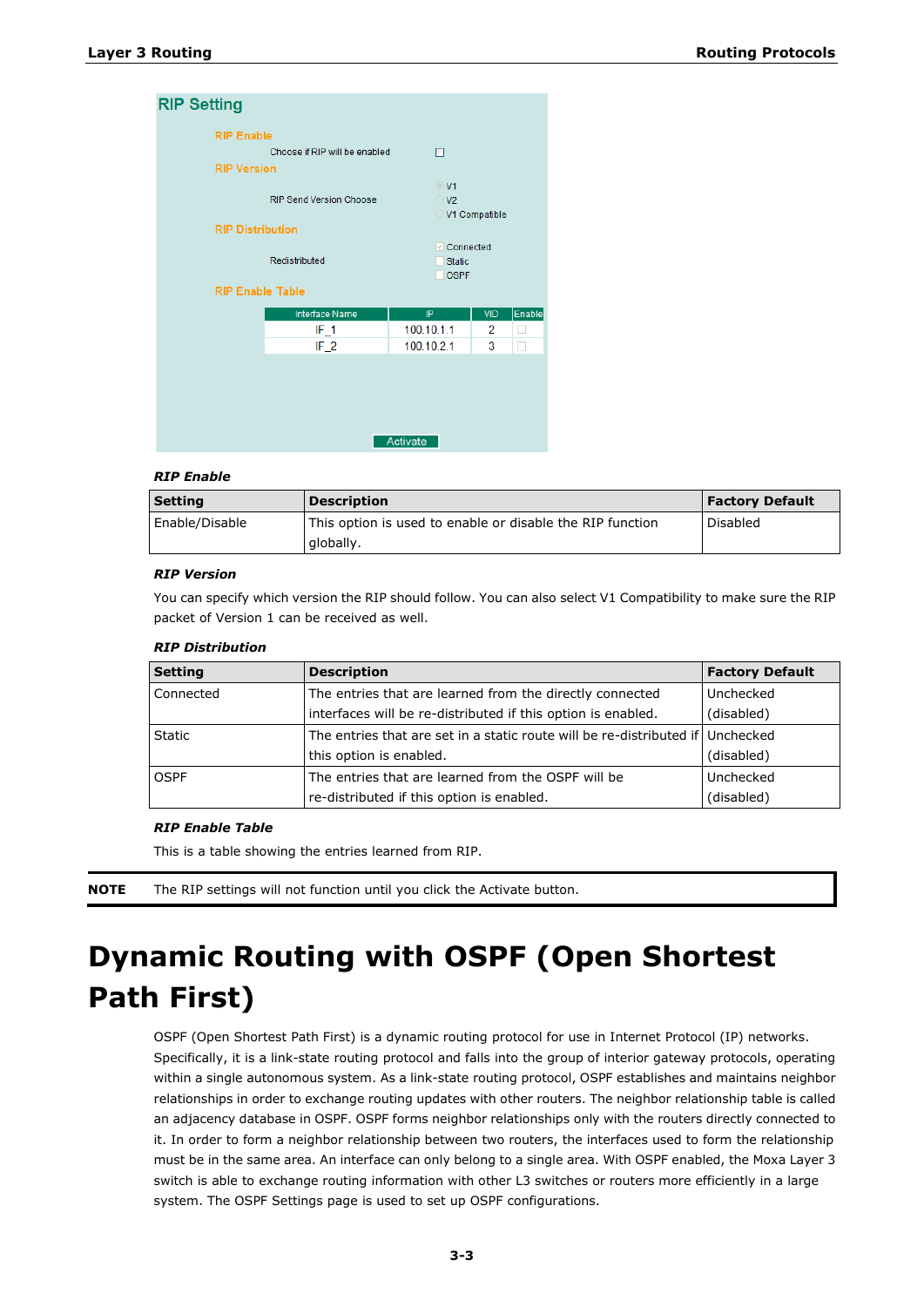RIP Setting

RIP Enable

Choose if RIP will be enabled

RIP Version

RIP Send Version Choose: V1 / V2 / V1 Compatible

RIP Distribution

Redistributed: Connected / Static / OSPF

RIP Enable Table

| Interface Name | IP | VID | Enable |
|---|---|---|---|
| IF_1 | 100.10.1.1 | 2 | |
| IF_2 | 100.10.2.1 | 3 | |

Activate

***RIP Enable***

| Setting | Description | Factory Default |
|---|---|---|
| Enable/Disable | This option is used to enable or disable the RIP function globally. | Disabled |

***RIP Version***

You can specify which version the RIP should follow. You can also select V1 Compatibility to make sure the RIP packet of Version 1 can be received as well.

***RIP Distribution***

| Setting | Description | Factory Default |
|---|---|---|
| Connected | The entries that are learned from the directly connected interfaces will be re-distributed if this option is enabled. | Unchecked (disabled) |
| Static | The entries that are set in a static route will be re-distributed if this option is enabled. | Unchecked (disabled) |
| OSPF | The entries that are learned from the OSPF will be re-distributed if this option is enabled. | Unchecked (disabled) |

***RIP Enable Table***

This is a table showing the entries learned from RIP.

**NOTE** The RIP settings will not function until you click the Activate button.

# Dynamic Routing with OSPF (Open Shortest Path First)

OSPF (Open Shortest Path First) is a dynamic routing protocol for use in Internet Protocol (IP) networks. Specifically, it is a link-state routing protocol and falls into the group of interior gateway protocols, operating within a single autonomous system. As a link-state routing protocol, OSPF establishes and maintains neighbor relationships in order to exchange routing updates with other routers. The neighbor relationship table is called an adjacency database in OSPF. OSPF forms neighbor relationships only with the routers directly connected to it. In order to form a neighbor relationship between two routers, the interfaces used to form the relationship must be in the same area. An interface can only belong to a single area. With OSPF enabled, the Moxa Layer 3 switch is able to exchange routing information with other L3 switches or routers more efficiently in a large system. The OSPF Settings page is used to set up OSPF configurations.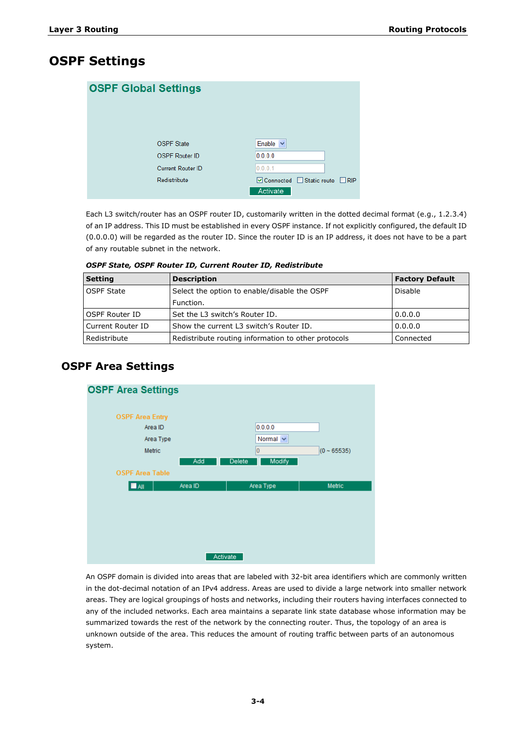# OSPF Settings

Each L3 switch/router has an OSPF router ID, customarily written in the dotted decimal format (e.g., 1.2.3.4) of an IP address. This ID must be established in every OSPF instance. If not explicitly configured, the default ID (0.0.0.0) will be regarded as the router ID. Since the router ID is an IP address, it does not have to be a part of any routable subnet in the network.

***OSPF State, OSPF Router ID, Current Router ID, Redistribute***

| Setting | Description | Factory Default |
|---|---|---|
| OSPF State | Select the option to enable/disable the OSPF Function. | Disable |
| OSPF Router ID | Set the L3 switch's Router ID. | 0.0.0.0 |
| Current Router ID | Show the current L3 switch's Router ID. | 0.0.0.0 |
| Redistribute | Redistribute routing information to other protocols | Connected |

## OSPF Area Settings

An OSPF domain is divided into areas that are labeled with 32-bit area identifiers which are commonly written in the dot-decimal notation of an IPv4 address. Areas are used to divide a large network into smaller network areas. They are logical groupings of hosts and networks, including their routers having interfaces connected to any of the included networks. Each area maintains a separate link state database whose information may be summarized towards the rest of the network by the connecting router. Thus, the topology of an area is unknown outside of the area. This reduces the amount of routing traffic between parts of an autonomous system.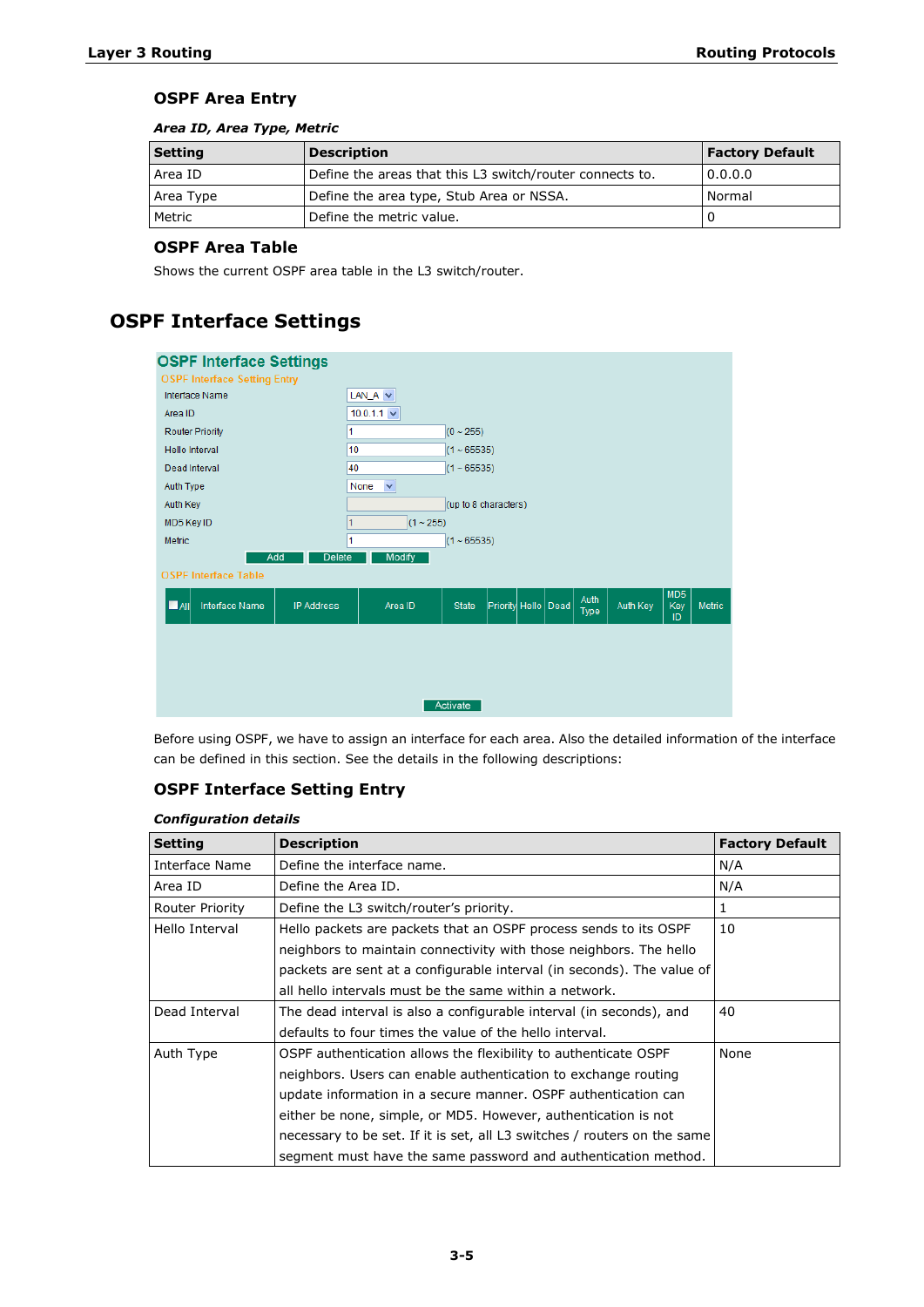### OSPF Area Entry

***Area ID, Area Type, Metric***

| Setting | Description | Factory Default |
|---|---|---|
| Area ID | Define the areas that this L3 switch/router connects to. | 0.0.0.0 |
| Area Type | Define the area type, Stub Area or NSSA. | Normal |
| Metric | Define the metric value. | 0 |

### OSPF Area Table

Shows the current OSPF area table in the L3 switch/router.

## OSPF Interface Settings

**OSPF Interface Settings**

OSPF Interface Setting Entry

| | | |
|---|---|---|
| Interface Name | LAN_A | |
| Area ID | 10.0.1.1 | |
| Router Priority | 1 | (0 ~ 255) |
| Hello Interval | 10 | (1 ~ 65535) |
| Dead Interval | 40 | (1 ~ 65535) |
| Auth Type | None | |
| Auth Key | | (up to 8 characters) |
| MD5 Key ID | 1 | (1 ~ 255) |
| Metric | 1 | (1 ~ 65535) |

Add | Delete | Modify

OSPF Interface Table

| All | Interface Name | IP Address | Area ID | State | Priority | Hello | Dead | Auth Type | Auth Key | MD5 Key ID | Metric |
|---|---|---|---|---|---|---|---|---|---|---|---|

Activate

Before using OSPF, we have to assign an interface for each area. Also the detailed information of the interface can be defined in this section. See the details in the following descriptions:

### OSPF Interface Setting Entry

***Configuration details***

| Setting | Description | Factory Default |
|---|---|---|
| Interface Name | Define the interface name. | N/A |
| Area ID | Define the Area ID. | N/A |
| Router Priority | Define the L3 switch/router's priority. | 1 |
| Hello Interval | Hello packets are packets that an OSPF process sends to its OSPF neighbors to maintain connectivity with those neighbors. The hello packets are sent at a configurable interval (in seconds). The value of all hello intervals must be the same within a network. | 10 |
| Dead Interval | The dead interval is also a configurable interval (in seconds), and defaults to four times the value of the hello interval. | 40 |
| Auth Type | OSPF authentication allows the flexibility to authenticate OSPF neighbors. Users can enable authentication to exchange routing update information in a secure manner. OSPF authentication can either be none, simple, or MD5. However, authentication is not necessary to be set. If it is set, all L3 switches / routers on the same segment must have the same password and authentication method. | None |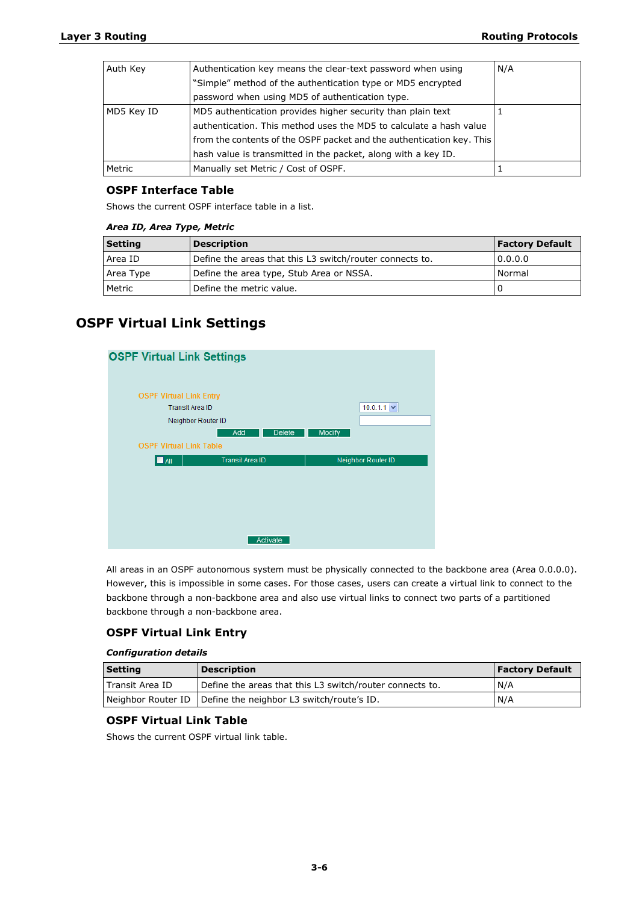| Auth Key | Authentication key means the clear-text password when using "Simple" method of the authentication type or MD5 encrypted password when using MD5 of authentication type. | N/A |
|---|---|---|
| MD5 Key ID | MD5 authentication provides higher security than plain text authentication. This method uses the MD5 to calculate a hash value from the contents of the OSPF packet and the authentication key. This hash value is transmitted in the packet, along with a key ID. | 1 |
| Metric | Manually set Metric / Cost of OSPF. | 1 |

### OSPF Interface Table

Shows the current OSPF interface table in a list.

***Area ID, Area Type, Metric***

| Setting | Description | Factory Default |
|---|---|---|
| Area ID | Define the areas that this L3 switch/router connects to. | 0.0.0.0 |
| Area Type | Define the area type, Stub Area or NSSA. | Normal |
| Metric | Define the metric value. | 0 |

## OSPF Virtual Link Settings

All areas in an OSPF autonomous system must be physically connected to the backbone area (Area 0.0.0.0). However, this is impossible in some cases. For those cases, users can create a virtual link to connect to the backbone through a non-backbone area and also use virtual links to connect two parts of a partitioned backbone through a non-backbone area.

### OSPF Virtual Link Entry

***Configuration details***

| Setting | Description | Factory Default |
|---|---|---|
| Transit Area ID | Define the areas that this L3 switch/router connects to. | N/A |
| Neighbor Router ID | Define the neighbor L3 switch/route's ID. | N/A |

### OSPF Virtual Link Table

Shows the current OSPF virtual link table.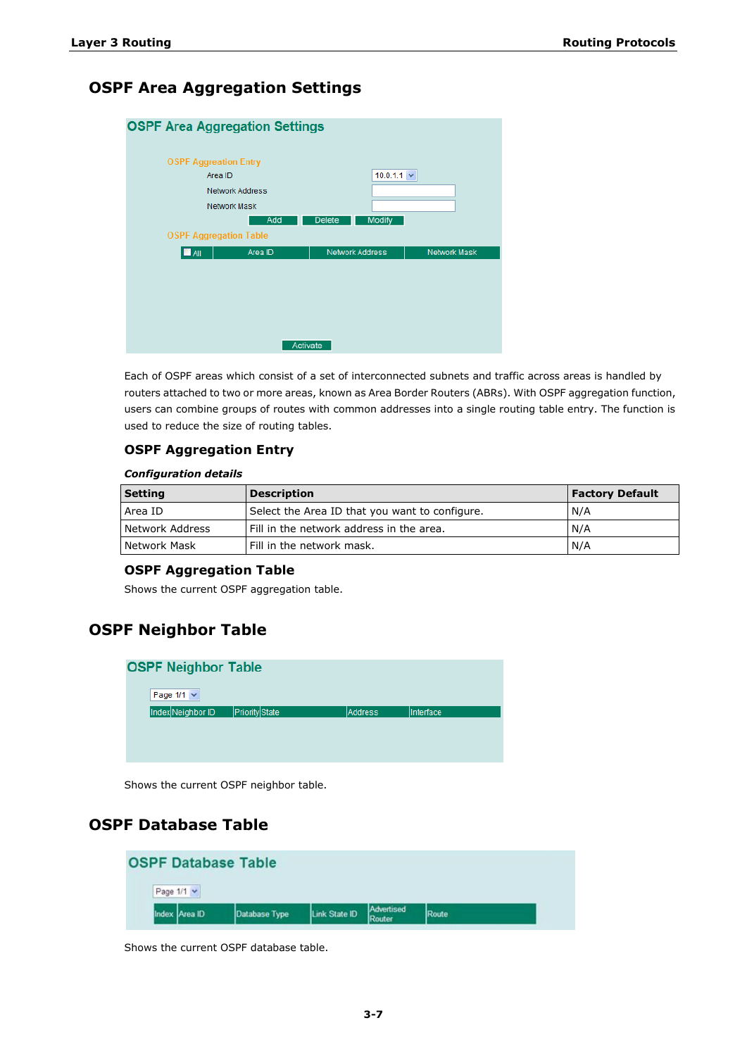## OSPF Area Aggregation Settings

Each of OSPF areas which consist of a set of interconnected subnets and traffic across areas is handled by routers attached to two or more areas, known as Area Border Routers (ABRs). With OSPF aggregation function, users can combine groups of routes with common addresses into a single routing table entry. The function is used to reduce the size of routing tables.

### OSPF Aggregation Entry

***Configuration details***

| Setting | Description | Factory Default |
|---|---|---|
| Area ID | Select the Area ID that you want to configure. | N/A |
| Network Address | Fill in the network address in the area. | N/A |
| Network Mask | Fill in the network mask. | N/A |

### OSPF Aggregation Table

Shows the current OSPF aggregation table.

## OSPF Neighbor Table

Shows the current OSPF neighbor table.

## OSPF Database Table

Shows the current OSPF database table.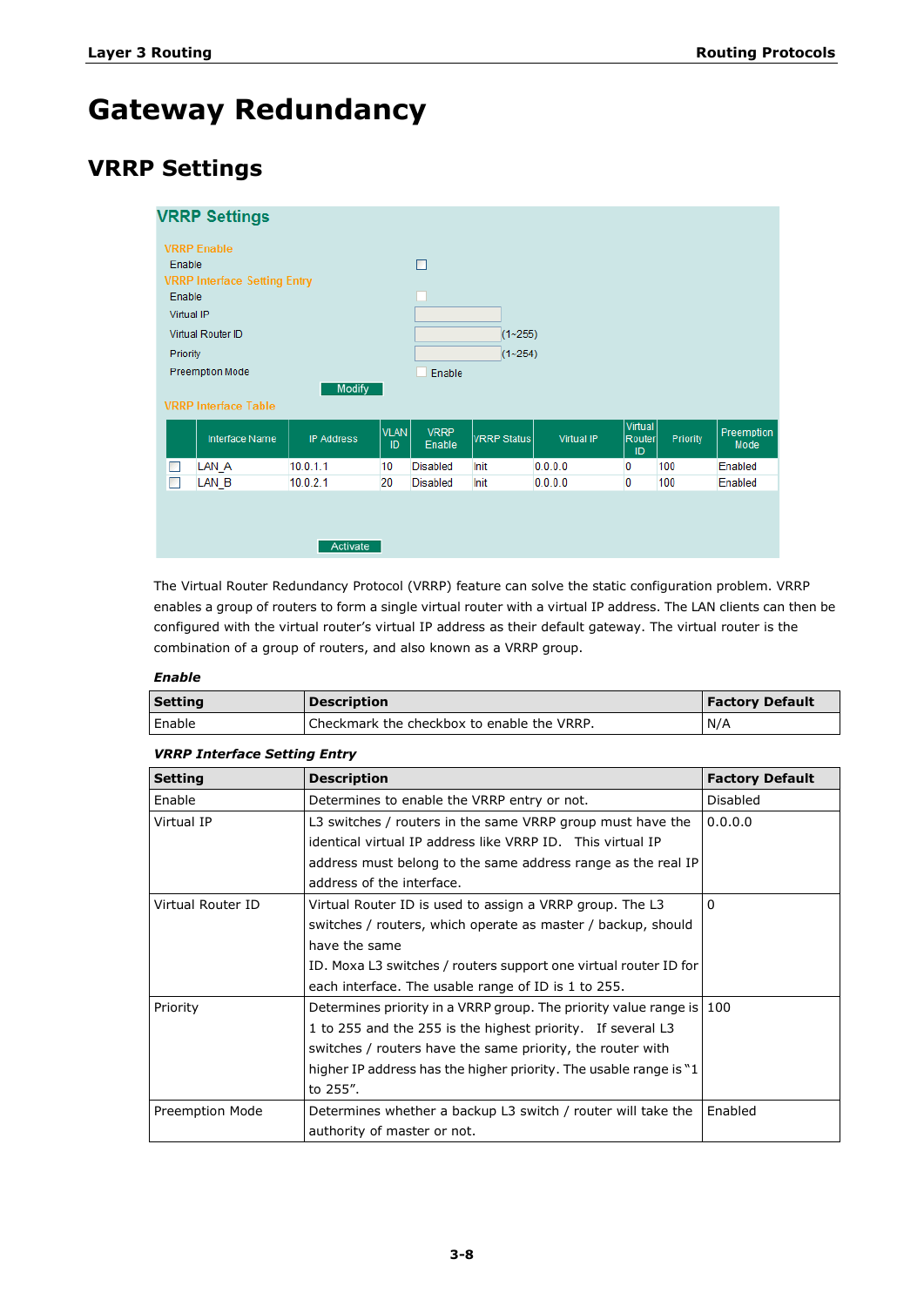// Gateway Redundancy

## VRRP Settings

VRRP Settings

VRRP Enable

Enable

VRRP Interface Setting Entry

Enable

Virtual IP

Virtual Router ID (1~255)

Priority (1~254)

Preemption Mode Enable

Modify

VRRP Interface Table

| | Interface Name | IP Address | VLAN ID | VRRP Enable | VRRP Status | Virtual IP | Virtual Router ID | Priority | Preemption Mode |
|---|---|---|---|---|---|---|---|---|---|
| ☐ | LAN_A | 10.0.1.1 | 10 | Disabled | Init | 0.0.0.0 | 0 | 100 | Enabled |
| ☐ | LAN_B | 10.0.2.1 | 20 | Disabled | Init | 0.0.0.0 | 0 | 100 | Enabled |

Activate

The Virtual Router Redundancy Protocol (VRRP) feature can solve the static configuration problem. VRRP enables a group of routers to form a single virtual router with a virtual IP address. The LAN clients can then be configured with the virtual router's virtual IP address as their default gateway. The virtual router is the combination of a group of routers, and also known as a VRRP group.

***Enable***

| Setting | Description | Factory Default |
|---|---|---|
| Enable | Checkmark the checkbox to enable the VRRP. | N/A |

***VRRP Interface Setting Entry***

| Setting | Description | Factory Default |
|---|---|---|
| Enable | Determines to enable the VRRP entry or not. | Disabled |
| Virtual IP | L3 switches / routers in the same VRRP group must have the identical virtual IP address like VRRP ID. This virtual IP address must belong to the same address range as the real IP address of the interface. | 0.0.0.0 |
| Virtual Router ID | Virtual Router ID is used to assign a VRRP group. The L3 switches / routers, which operate as master / backup, should have the same ID. Moxa L3 switches / routers support one virtual router ID for each interface. The usable range of ID is 1 to 255. | 0 |
| Priority | Determines priority in a VRRP group. The priority value range is 1 to 255 and the 255 is the highest priority. If several L3 switches / routers have the same priority, the router with higher IP address has the higher priority. The usable range is "1 to 255". | 100 |
| Preemption Mode | Determines whether a backup L3 switch / router will take the authority of master or not. | Enabled |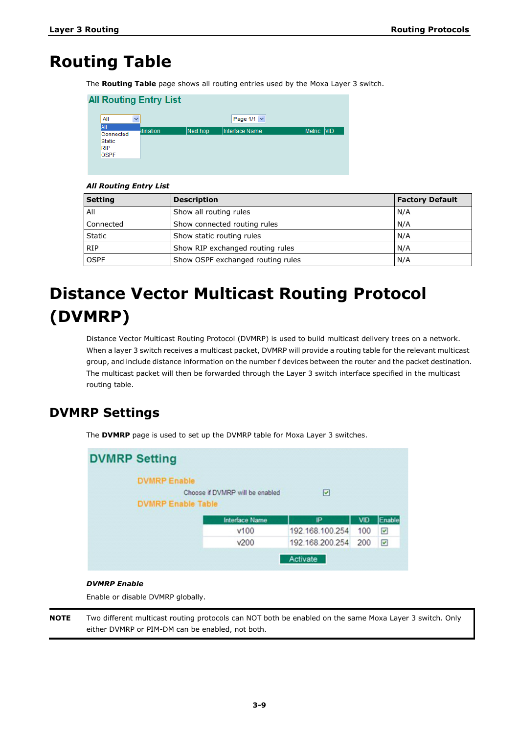# Routing Table

The **Routing Table** page shows all routing entries used by the Moxa Layer 3 switch.

***All Routing Entry List***

| Setting | Description | Factory Default |
|---|---|---|
| All | Show all routing rules | N/A |
| Connected | Show connected routing rules | N/A |
| Static | Show static routing rules | N/A |
| RIP | Show RIP exchanged routing rules | N/A |
| OSPF | Show OSPF exchanged routing rules | N/A |

# Distance Vector Multicast Routing Protocol (DVMRP)

Distance Vector Multicast Routing Protocol (DVMRP) is used to build multicast delivery trees on a network. When a layer 3 switch receives a multicast packet, DVMRP will provide a routing table for the relevant multicast group, and include distance information on the number f devices between the router and the packet destination. The multicast packet will then be forwarded through the Layer 3 switch interface specified in the multicast routing table.

## DVMRP Settings

The **DVMRP** page is used to set up the DVMRP table for Moxa Layer 3 switches.

***DVMRP Enable***

Enable or disable DVMRP globally.

**NOTE** Two different multicast routing protocols can NOT both be enabled on the same Moxa Layer 3 switch. Only either DVMRP or PIM-DM can be enabled, not both.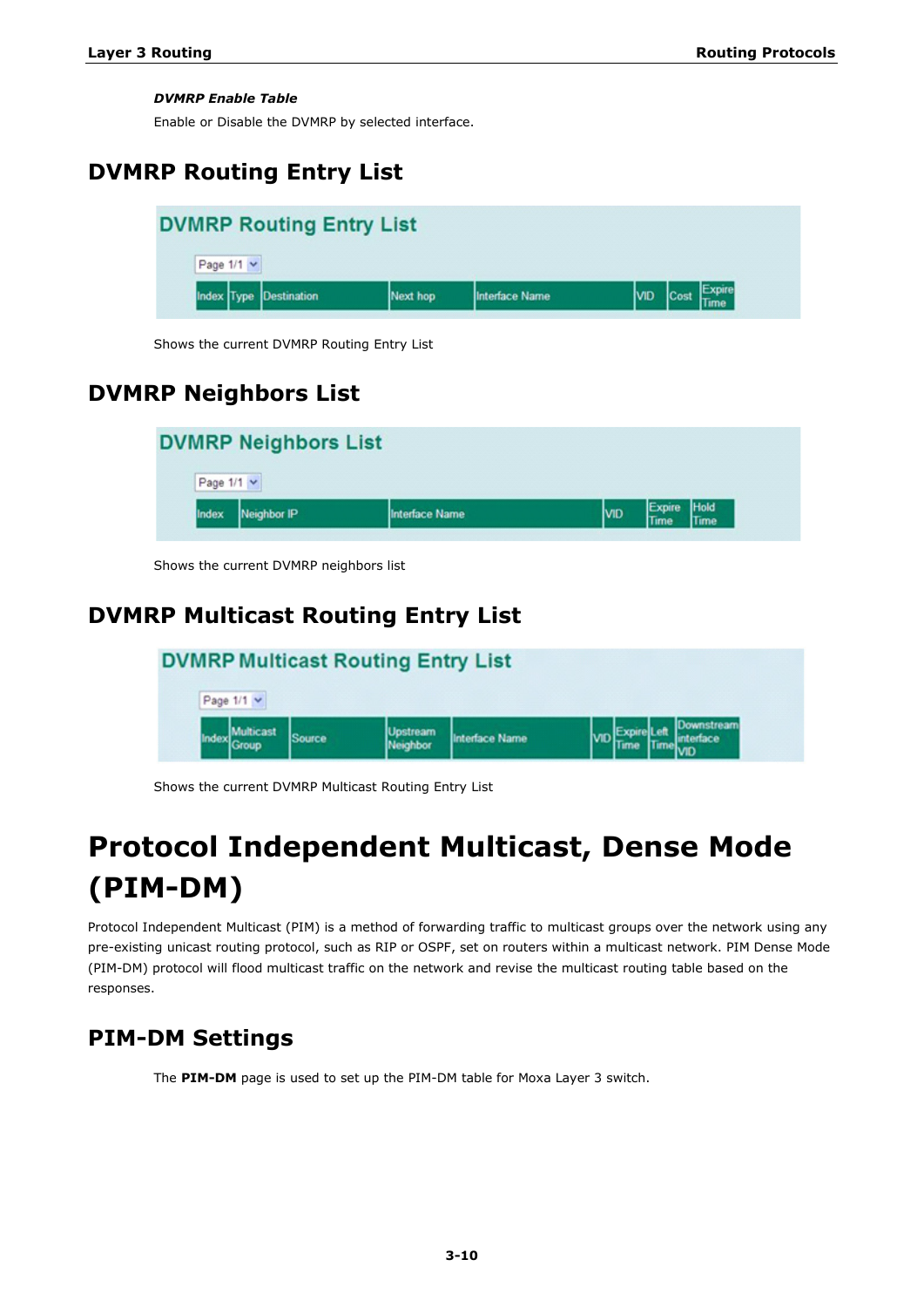***DVMRP Enable Table***

Enable or Disable the DVMRP by selected interface.

## DVMRP Routing Entry List

**DVMRP Routing Entry List**

Page 1/1

| Index | Type | Destination | Next hop | Interface Name | VID | Cost | Expire Time |
|---|---|---|---|---|---|---|---|

Shows the current DVMRP Routing Entry List

## DVMRP Neighbors List

**DVMRP Neighbors List**

Page 1/1

| Index | Neighbor IP | Interface Name | VID | Expire Time | Hold Time |
|---|---|---|---|---|---|

Shows the current DVMRP neighbors list

## DVMRP Multicast Routing Entry List

**DVMRP Multicast Routing Entry List**

Page 1/1

| Index | Multicast Group | Source | Upstream Neighbor | Interface Name | VID | Expire Time | Left Time | Downstream interface VID |
|---|---|---|---|---|---|---|---|---|

Shows the current DVMRP Multicast Routing Entry List

# Protocol Independent Multicast, Dense Mode (PIM-DM)

Protocol Independent Multicast (PIM) is a method of forwarding traffic to multicast groups over the network using any pre-existing unicast routing protocol, such as RIP or OSPF, set on routers within a multicast network. PIM Dense Mode (PIM-DM) protocol will flood multicast traffic on the network and revise the multicast routing table based on the responses.

## PIM-DM Settings

The **PIM-DM** page is used to set up the PIM-DM table for Moxa Layer 3 switch.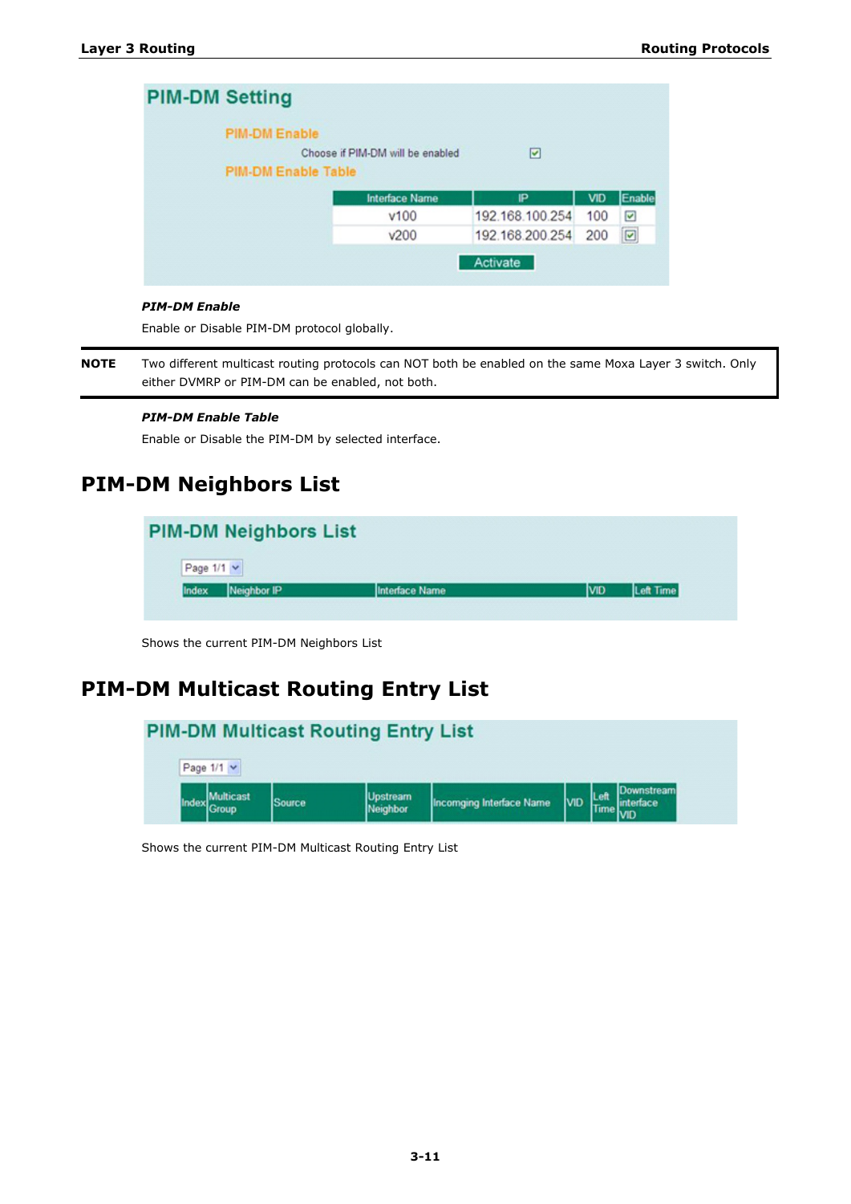**PIM-DM Setting**

**PIM-DM Enable**

Choose if PIM-DM will be enabled ☑

**PIM-DM Enable Table**

| Interface Name | IP | VID | Enable |
|---|---|---|---|
| v100 | 192.168.100.254 | 100 | ☑ |
| v200 | 192.168.200.254 | 200 | ☑ |

Activate

***PIM-DM Enable***

Enable or Disable PIM-DM protocol globally.

| | |
|---|---|
| **NOTE** | Two different multicast routing protocols can NOT both be enabled on the same Moxa Layer 3 switch. Only either DVMRP or PIM-DM can be enabled, not both. |

***PIM-DM Enable Table***

Enable or Disable the PIM-DM by selected interface.

## PIM-DM Neighbors List

**PIM-DM Neighbors List**

Page 1/1

| Index | Neighbor IP | Interface Name | VID | Left Time |
|---|---|---|---|---|

Shows the current PIM-DM Neighbors List

## PIM-DM Multicast Routing Entry List

**PIM-DM Multicast Routing Entry List**

Page 1/1

| Index | Multicast Group | Source | Upstream Neighbor | Incoming Interface Name | VID | Left Time | Downstream interface VID |
|---|---|---|---|---|---|---|---|

Shows the current PIM-DM Multicast Routing Entry List